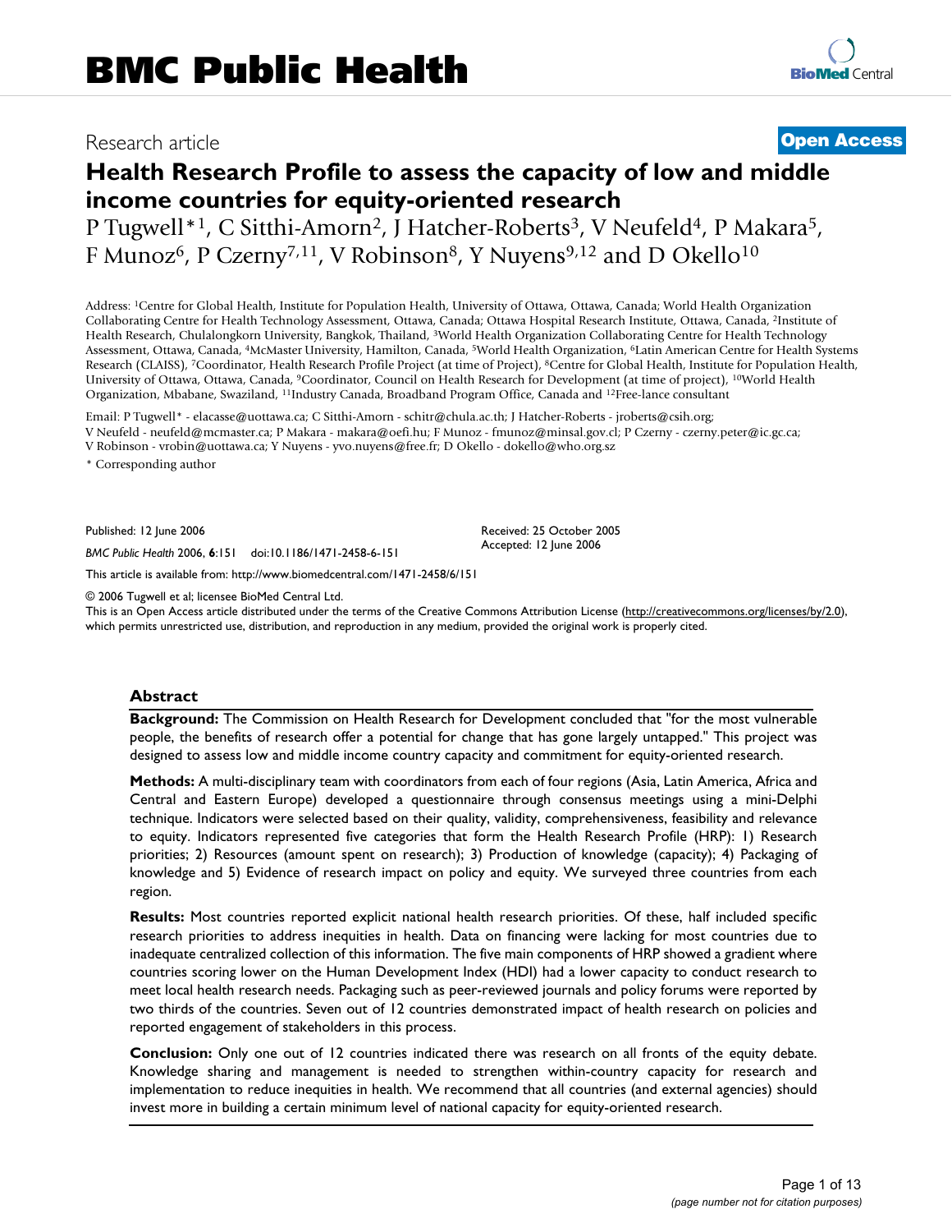# BMC Public Health

Research article **Open Access**

# Health Research Profile to assess the capacity of low and middle income countries for equity-oriented research

P Tugwell*[1], C Sitthi-Amorn[2], J Hatcher-Roberts[3], V Neufeld[4], P Makara[5], F Munoz[6], P Czerny[7,11], V Robinson[8], Y Nuyens[9,12] and D Okello[10]

Address: [1]Centre for Global Health, Institute for Population Health, University of Ottawa, Ottawa, Canada; World Health Organization Collaborating Centre for Health Technology Assessment, Ottawa, Canada; Ottawa Hospital Research Institute, Ottawa, Canada, [2]Institute of Health Research, Chulalongkorn University, Bangkok, Thailand, [3]World Health Organization Collaborating Centre for Health Technology Assessment, Ottawa, Canada, [4]McMaster University, Hamilton, Canada, [5]World Health Organization, [6]Latin American Centre for Health Systems Research (CLAISS), [7]Coordinator, Health Research Profile Project (at time of Project), [8]Centre for Global Health, Institute for Population Health, University of Ottawa, Ottawa, Canada, [9]Coordinator, Council on Health Research for Development (at time of project), [10]World Health Organization, Mbabane, Swaziland, [11]Industry Canada, Broadband Program Office, Canada and [12]Free-lance consultant

Email: P Tugwell* - elacasse@uottawa.ca; C Sitthi-Amorn - schitr@chula.ac.th; J Hatcher-Roberts - jroberts@csih.org; V Neufeld - neufeld@mcmaster.ca; P Makara - makara@oefi.hu; F Munoz - fmunoz@minsal.gov.cl; P Czerny - czerny.peter@ic.gc.ca; V Robinson - vrobin@uottawa.ca; Y Nuyens - yvo.nuyens@free.fr; D Okello - dokello@who.org.sz

* Corresponding author

Published: 12 June 2006

*BMC Public Health* 2006, **6**:151 doi:10.1186/1471-2458-6-151

Received: 25 October 2005
Accepted: 12 June 2006

This article is available from: http://www.biomedcentral.com/1471-2458/6/151

© 2006 Tugwell et al; licensee BioMed Central Ltd.
This is an Open Access article distributed under the terms of the Creative Commons Attribution License (http://creativecommons.org/licenses/by/2.0), which permits unrestricted use, distribution, and reproduction in any medium, provided the original work is properly cited.

## Abstract

**Background:** The Commission on Health Research for Development concluded that "for the most vulnerable people, the benefits of research offer a potential for change that has gone largely untapped." This project was designed to assess low and middle income country capacity and commitment for equity-oriented research.

**Methods:** A multi-disciplinary team with coordinators from each of four regions (Asia, Latin America, Africa and Central and Eastern Europe) developed a questionnaire through consensus meetings using a mini-Delphi technique. Indicators were selected based on their quality, validity, comprehensiveness, feasibility and relevance to equity. Indicators represented five categories that form the Health Research Profile (HRP): 1) Research priorities; 2) Resources (amount spent on research); 3) Production of knowledge (capacity); 4) Packaging of knowledge and 5) Evidence of research impact on policy and equity. We surveyed three countries from each region.

**Results:** Most countries reported explicit national health research priorities. Of these, half included specific research priorities to address inequities in health. Data on financing were lacking for most countries due to inadequate centralized collection of this information. The five main components of HRP showed a gradient where countries scoring lower on the Human Development Index (HDI) had a lower capacity to conduct research to meet local health research needs. Packaging such as peer-reviewed journals and policy forums were reported by two thirds of the countries. Seven out of 12 countries demonstrated impact of health research on policies and reported engagement of stakeholders in this process.

**Conclusion:** Only one out of 12 countries indicated there was research on all fronts of the equity debate. Knowledge sharing and management is needed to strengthen within-country capacity for research and implementation to reduce inequities in health. We recommend that all countries (and external agencies) should invest more in building a certain minimum level of national capacity for equity-oriented research.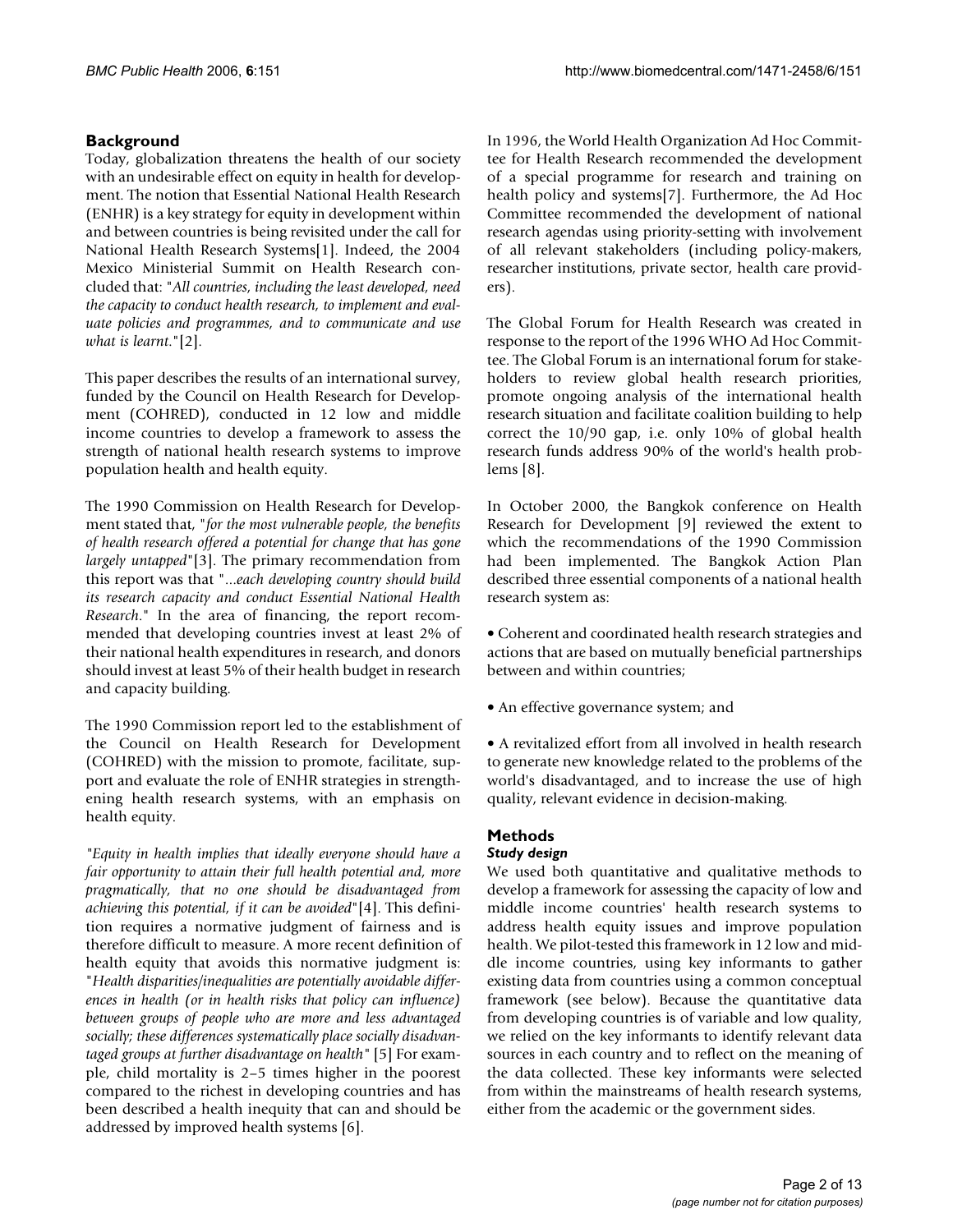## Background

Today, globalization threatens the health of our society with an undesirable effect on equity in health for development. The notion that Essential National Health Research (ENHR) is a key strategy for equity in development within and between countries is being revisited under the call for National Health Research Systems[1]. Indeed, the 2004 Mexico Ministerial Summit on Health Research concluded that: "*All countries, including the least developed, need the capacity to conduct health research, to implement and evaluate policies and programmes, and to communicate and use what is learnt.*"[2].

This paper describes the results of an international survey, funded by the Council on Health Research for Development (COHRED), conducted in 12 low and middle income countries to develop a framework to assess the strength of national health research systems to improve population health and health equity.

The 1990 Commission on Health Research for Development stated that, "*for the most vulnerable people, the benefits of health research offered a potential for change that has gone largely untapped*"[3]. The primary recommendation from this report was that "*...each developing country should build its research capacity and conduct Essential National Health Research.*" In the area of financing, the report recommended that developing countries invest at least 2% of their national health expenditures in research, and donors should invest at least 5% of their health budget in research and capacity building.

The 1990 Commission report led to the establishment of the Council on Health Research for Development (COHRED) with the mission to promote, facilitate, support and evaluate the role of ENHR strategies in strengthening health research systems, with an emphasis on health equity.

"*Equity in health implies that ideally everyone should have a fair opportunity to attain their full health potential and, more pragmatically, that no one should be disadvantaged from achieving this potential, if it can be avoided*"[4]. This definition requires a normative judgment of fairness and is therefore difficult to measure. A more recent definition of health equity that avoids this normative judgment is: "*Health disparities/inequalities are potentially avoidable differences in health (or in health risks that policy can influence) between groups of people who are more and less advantaged socially; these differences systematically place socially disadvantaged groups at further disadvantage on health*" [5] For example, child mortality is 2–5 times higher in the poorest compared to the richest in developing countries and has been described a health inequity that can and should be addressed by improved health systems [6].

In 1996, the World Health Organization Ad Hoc Committee for Health Research recommended the development of a special programme for research and training on health policy and systems[7]. Furthermore, the Ad Hoc Committee recommended the development of national research agendas using priority-setting with involvement of all relevant stakeholders (including policy-makers, researcher institutions, private sector, health care providers).

The Global Forum for Health Research was created in response to the report of the 1996 WHO Ad Hoc Committee. The Global Forum is an international forum for stakeholders to review global health research priorities, promote ongoing analysis of the international health research situation and facilitate coalition building to help correct the 10/90 gap, i.e. only 10% of global health research funds address 90% of the world's health problems [8].

In October 2000, the Bangkok conference on Health Research for Development [9] reviewed the extent to which the recommendations of the 1990 Commission had been implemented. The Bangkok Action Plan described three essential components of a national health research system as:

- Coherent and coordinated health research strategies and actions that are based on mutually beneficial partnerships between and within countries;
- An effective governance system; and
- A revitalized effort from all involved in health research to generate new knowledge related to the problems of the world's disadvantaged, and to increase the use of high quality, relevant evidence in decision-making.

## Methods

### Study design

We used both quantitative and qualitative methods to develop a framework for assessing the capacity of low and middle income countries' health research systems to address health equity issues and improve population health. We pilot-tested this framework in 12 low and middle income countries, using key informants to gather existing data from countries using a common conceptual framework (see below). Because the quantitative data from developing countries is of variable and low quality, we relied on the key informants to identify relevant data sources in each country and to reflect on the meaning of the data collected. These key informants were selected from within the mainstreams of health research systems, either from the academic or the government sides.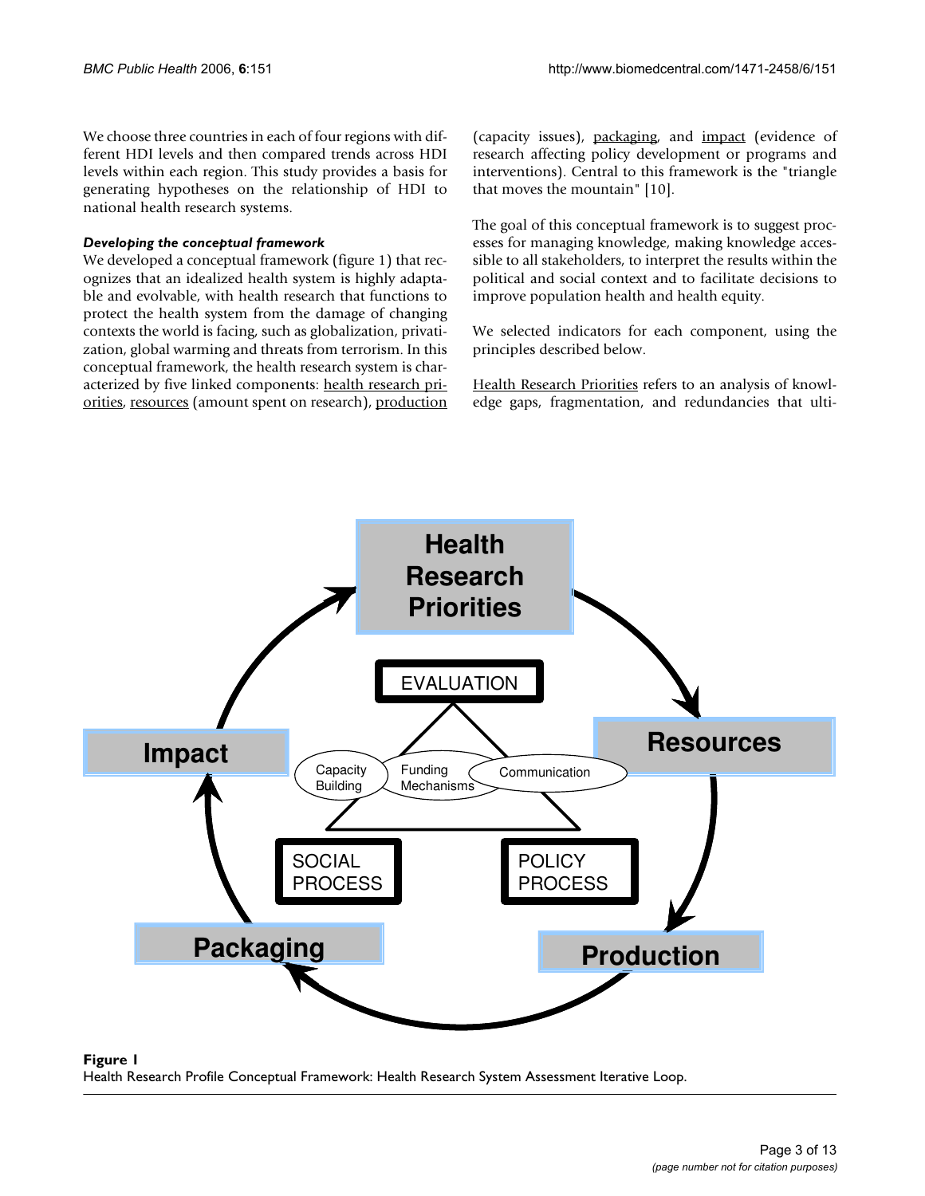We choose three countries in each of four regions with different HDI levels and then compared trends across HDI levels within each region. This study provides a basis for generating hypotheses on the relationship of HDI to national health research systems.

### *Developing the conceptual framework*

We developed a conceptual framework (figure 1) that recognizes that an idealized health system is highly adaptable and evolvable, with health research that functions to protect the health system from the damage of changing contexts the world is facing, such as globalization, privatization, global warming and threats from terrorism. In this conceptual framework, the health research system is characterized by five linked components: health research priorities, resources (amount spent on research), production (capacity issues), packaging, and impact (evidence of research affecting policy development or programs and interventions). Central to this framework is the "triangle that moves the mountain" [10].

The goal of this conceptual framework is to suggest processes for managing knowledge, making knowledge accessible to all stakeholders, to interpret the results within the political and social context and to facilitate decisions to improve population health and health equity.

We selected indicators for each component, using the principles described below.

Health Research Priorities refers to an analysis of knowledge gaps, fragmentation, and redundancies that ulti-

**Figure 1**
Health Research Profile Conceptual Framework: Health Research System Assessment Iterative Loop.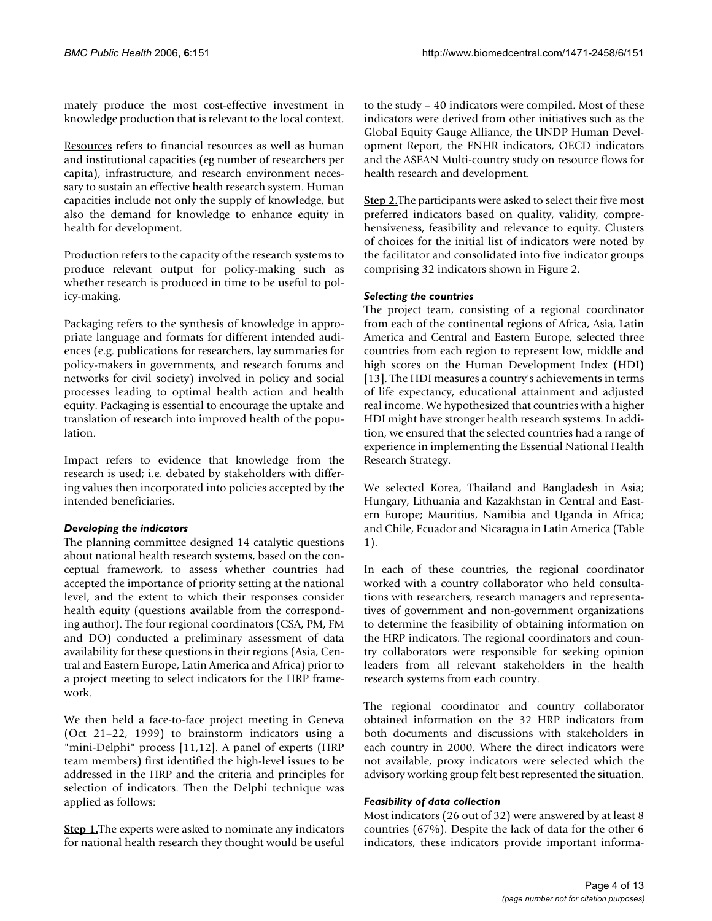mately produce the most cost-effective investment in knowledge production that is relevant to the local context.

Resources refers to financial resources as well as human and institutional capacities (eg number of researchers per capita), infrastructure, and research environment necessary to sustain an effective health research system. Human capacities include not only the supply of knowledge, but also the demand for knowledge to enhance equity in health for development.

Production refers to the capacity of the research systems to produce relevant output for policy-making such as whether research is produced in time to be useful to policy-making.

Packaging refers to the synthesis of knowledge in appropriate language and formats for different intended audiences (e.g. publications for researchers, lay summaries for policy-makers in governments, and research forums and networks for civil society) involved in policy and social processes leading to optimal health action and health equity. Packaging is essential to encourage the uptake and translation of research into improved health of the population.

Impact refers to evidence that knowledge from the research is used; i.e. debated by stakeholders with differing values then incorporated into policies accepted by the intended beneficiaries.

### *Developing the indicators*

The planning committee designed 14 catalytic questions about national health research systems, based on the conceptual framework, to assess whether countries had accepted the importance of priority setting at the national level, and the extent to which their responses consider health equity (questions available from the corresponding author). The four regional coordinators (CSA, PM, FM and DO) conducted a preliminary assessment of data availability for these questions in their regions (Asia, Central and Eastern Europe, Latin America and Africa) prior to a project meeting to select indicators for the HRP framework.

We then held a face-to-face project meeting in Geneva (Oct 21–22, 1999) to brainstorm indicators using a "mini-Delphi" process [11,12]. A panel of experts (HRP team members) first identified the high-level issues to be addressed in the HRP and the criteria and principles for selection of indicators. Then the Delphi technique was applied as follows:

**Step 1.** The experts were asked to nominate any indicators for national health research they thought would be useful to the study – 40 indicators were compiled. Most of these indicators were derived from other initiatives such as the Global Equity Gauge Alliance, the UNDP Human Development Report, the ENHR indicators, OECD indicators and the ASEAN Multi-country study on resource flows for health research and development.

**Step 2.** The participants were asked to select their five most preferred indicators based on quality, validity, comprehensiveness, feasibility and relevance to equity. Clusters of choices for the initial list of indicators were noted by the facilitator and consolidated into five indicator groups comprising 32 indicators shown in Figure 2.

### *Selecting the countries*

The project team, consisting of a regional coordinator from each of the continental regions of Africa, Asia, Latin America and Central and Eastern Europe, selected three countries from each region to represent low, middle and high scores on the Human Development Index (HDI) [13]. The HDI measures a country's achievements in terms of life expectancy, educational attainment and adjusted real income. We hypothesized that countries with a higher HDI might have stronger health research systems. In addition, we ensured that the selected countries had a range of experience in implementing the Essential National Health Research Strategy.

We selected Korea, Thailand and Bangladesh in Asia; Hungary, Lithuania and Kazakhstan in Central and Eastern Europe; Mauritius, Namibia and Uganda in Africa; and Chile, Ecuador and Nicaragua in Latin America (Table 1).

In each of these countries, the regional coordinator worked with a country collaborator who held consultations with researchers, research managers and representatives of government and non-government organizations to determine the feasibility of obtaining information on the HRP indicators. The regional coordinators and country collaborators were responsible for seeking opinion leaders from all relevant stakeholders in the health research systems from each country.

The regional coordinator and country collaborator obtained information on the 32 HRP indicators from both documents and discussions with stakeholders in each country in 2000. Where the direct indicators were not available, proxy indicators were selected which the advisory working group felt best represented the situation.

### *Feasibility of data collection*

Most indicators (26 out of 32) were answered by at least 8 countries (67%). Despite the lack of data for the other 6 indicators, these indicators provide important informa-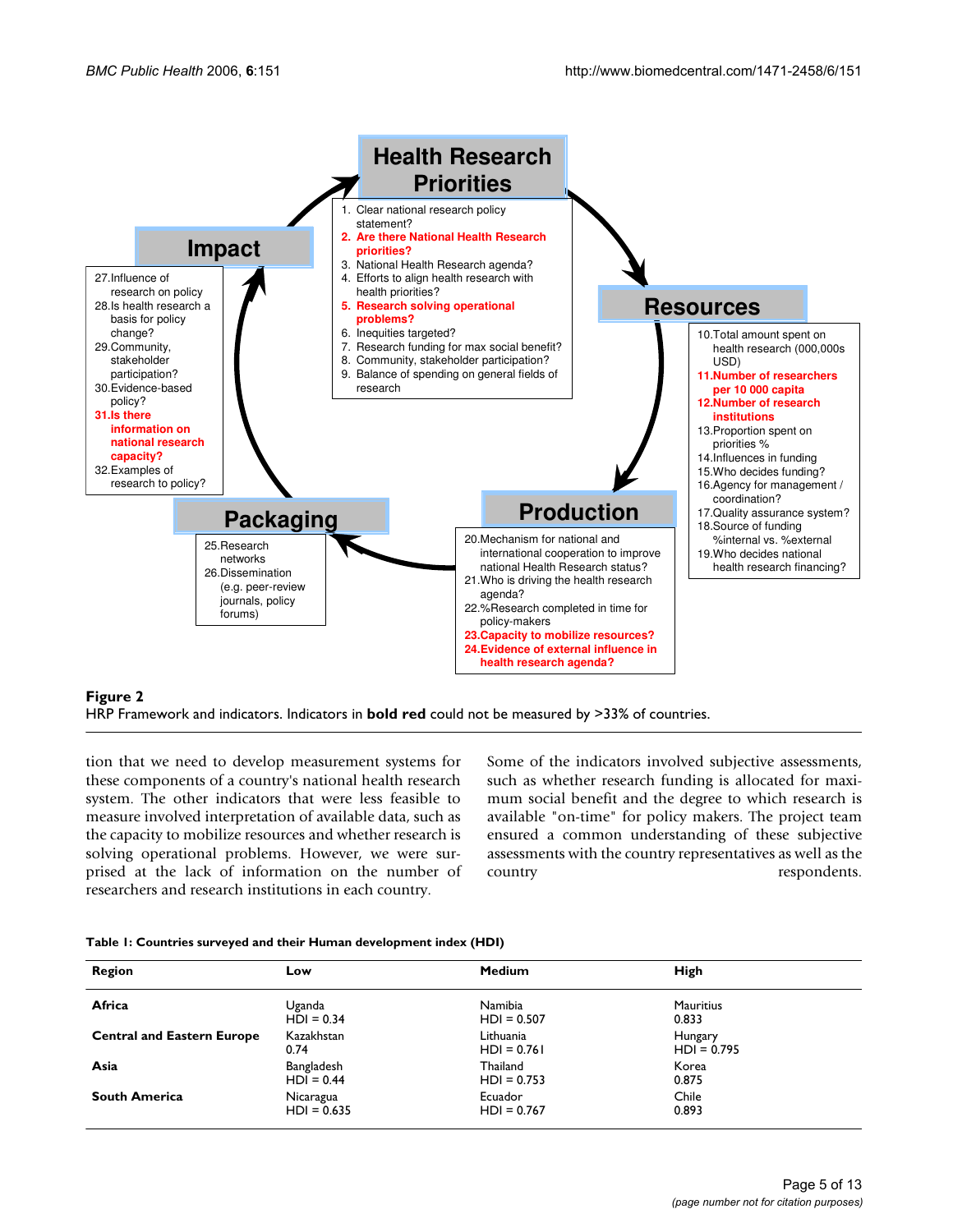**Health Research Priorities**

1. Clear national research policy statement?
2. **Are there National Health Research priorities?**
3. National Health Research agenda?
4. Efforts to align health research with health priorities?
5. **Research solving operational problems?**
6. Inequities targeted?
7. Research funding for max social benefit?
8. Community, stakeholder participation?
9. Balance of spending on general fields of research

**Resources**

10. Total amount spent on health research (000,000s USD)
11. **Number of researchers per 10 000 capita**
12. **Number of research institutions**
13. Proportion spent on priorities %
14. Influences in funding
15. Who decides funding?
16. Agency for management / coordination?
17. Quality assurance system?
18. Source of funding %internal vs. %external
19. Who decides national health research financing?

**Production**

20. Mechanism for national and international cooperation to improve national Health Research status?
21. Who is driving the health research agenda?
22. %Research completed in time for policy-makers
23. **Capacity to mobilize resources?**
24. **Evidence of external influence in health research agenda?**

**Packaging**

25. Research networks
26. Dissemination (e.g. peer-review journals, policy forums)

**Impact**

27. Influence of research on policy
28. Is health research a basis for policy change?
29. Community, stakeholder participation?
30. Evidence-based policy?
31. **Is there information on national research capacity?**
32. Examples of research to policy?

**Figure 2**
HRP Framework and indicators. Indicators in **bold red** could not be measured by >33% of countries.

tion that we need to develop measurement systems for these components of a country's national health research system. The other indicators that were less feasible to measure involved interpretation of available data, such as the capacity to mobilize resources and whether research is solving operational problems. However, we were surprised at the lack of information on the number of researchers and research institutions in each country.

Some of the indicators involved subjective assessments, such as whether research funding is allocated for maximum social benefit and the degree to which research is available "on-time" for policy makers. The project team ensured a common understanding of these subjective assessments with the country representatives as well as the country respondents.

**Table 1: Countries surveyed and their Human development index (HDI)**

| Region | Low | Medium | High |
|---|---|---|---|
| **Africa** | Uganda HDI = 0.34 | Namibia HDI = 0.507 | Mauritius 0.833 |
| **Central and Eastern Europe** | Kazakhstan 0.74 | Lithuania HDI = 0.761 | Hungary HDI = 0.795 |
| **Asia** | Bangladesh HDI = 0.44 | Thailand HDI = 0.753 | Korea 0.875 |
| **South America** | Nicaragua HDI = 0.635 | Ecuador HDI = 0.767 | Chile 0.893 |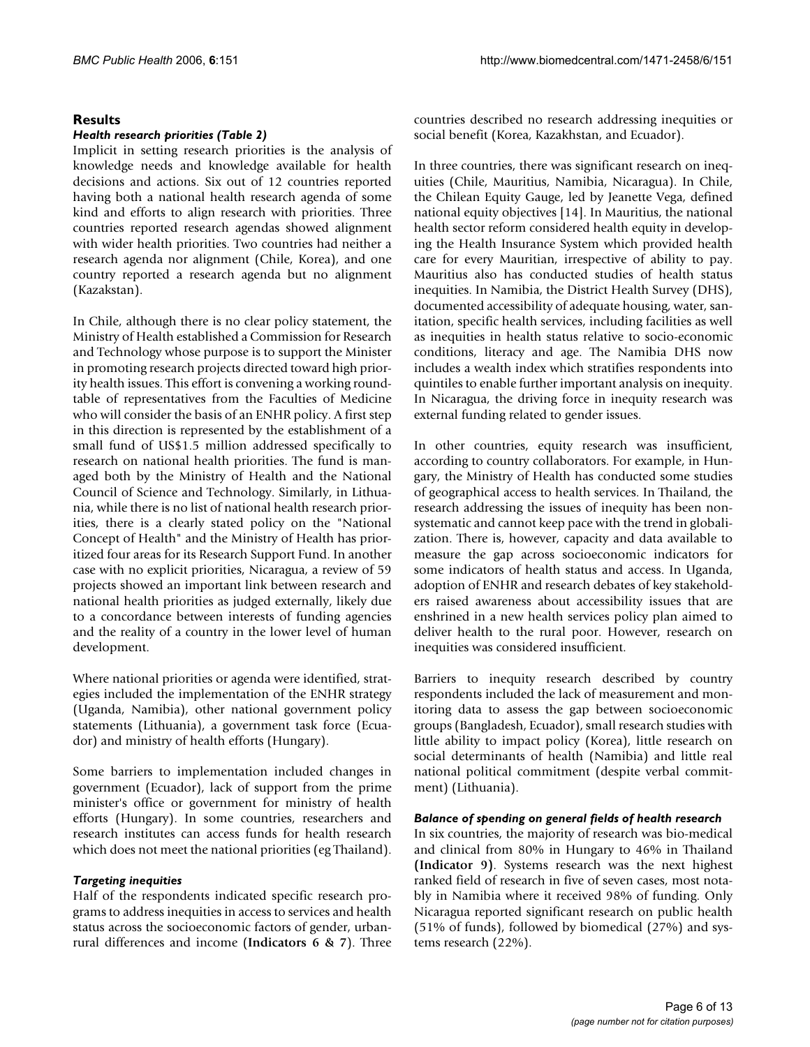## Results

### *Health research priorities (Table 2)*

Implicit in setting research priorities is the analysis of knowledge needs and knowledge available for health decisions and actions. Six out of 12 countries reported having both a national health research agenda of some kind and efforts to align research with priorities. Three countries reported research agendas showed alignment with wider health priorities. Two countries had neither a research agenda nor alignment (Chile, Korea), and one country reported a research agenda but no alignment (Kazakstan).

In Chile, although there is no clear policy statement, the Ministry of Health established a Commission for Research and Technology whose purpose is to support the Minister in promoting research projects directed toward high priority health issues. This effort is convening a working roundtable of representatives from the Faculties of Medicine who will consider the basis of an ENHR policy. A first step in this direction is represented by the establishment of a small fund of US$1.5 million addressed specifically to research on national health priorities. The fund is managed both by the Ministry of Health and the National Council of Science and Technology. Similarly, in Lithuania, while there is no list of national health research priorities, there is a clearly stated policy on the "National Concept of Health" and the Ministry of Health has prioritized four areas for its Research Support Fund. In another case with no explicit priorities, Nicaragua, a review of 59 projects showed an important link between research and national health priorities as judged externally, likely due to a concordance between interests of funding agencies and the reality of a country in the lower level of human development.

Where national priorities or agenda were identified, strategies included the implementation of the ENHR strategy (Uganda, Namibia), other national government policy statements (Lithuania), a government task force (Ecuador) and ministry of health efforts (Hungary).

Some barriers to implementation included changes in government (Ecuador), lack of support from the prime minister's office or government for ministry of health efforts (Hungary). In some countries, researchers and research institutes can access funds for health research which does not meet the national priorities (eg Thailand).

### *Targeting inequities*

Half of the respondents indicated specific research programs to address inequities in access to services and health status across the socioeconomic factors of gender, urban-rural differences and income (**Indicators 6 & 7**). Three countries described no research addressing inequities or social benefit (Korea, Kazakhstan, and Ecuador).

In three countries, there was significant research on inequities (Chile, Mauritius, Namibia, Nicaragua). In Chile, the Chilean Equity Gauge, led by Jeanette Vega, defined national equity objectives [14]. In Mauritius, the national health sector reform considered health equity in developing the Health Insurance System which provided health care for every Mauritian, irrespective of ability to pay. Mauritius also has conducted studies of health status inequities. In Namibia, the District Health Survey (DHS), documented accessibility of adequate housing, water, sanitation, specific health services, including facilities as well as inequities in health status relative to socio-economic conditions, literacy and age. The Namibia DHS now includes a wealth index which stratifies respondents into quintiles to enable further important analysis on inequity. In Nicaragua, the driving force in inequity research was external funding related to gender issues.

In other countries, equity research was insufficient, according to country collaborators. For example, in Hungary, the Ministry of Health has conducted some studies of geographical access to health services. In Thailand, the research addressing the issues of inequity has been non-systematic and cannot keep pace with the trend in globalization. There is, however, capacity and data available to measure the gap across socioeconomic indicators for some indicators of health status and access. In Uganda, adoption of ENHR and research debates of key stakeholders raised awareness about accessibility issues that are enshrined in a new health services policy plan aimed to deliver health to the rural poor. However, research on inequities was considered insufficient.

Barriers to inequity research described by country respondents included the lack of measurement and monitoring data to assess the gap between socioeconomic groups (Bangladesh, Ecuador), small research studies with little ability to impact policy (Korea), little research on social determinants of health (Namibia) and little real national political commitment (despite verbal commitment) (Lithuania).

### *Balance of spending on general fields of health research*

In six countries, the majority of research was bio-medical and clinical from 80% in Hungary to 46% in Thailand **(Indicator 9)**. Systems research was the next highest ranked field of research in five of seven cases, most notably in Namibia where it received 98% of funding. Only Nicaragua reported significant research on public health (51% of funds), followed by biomedical (27%) and systems research (22%).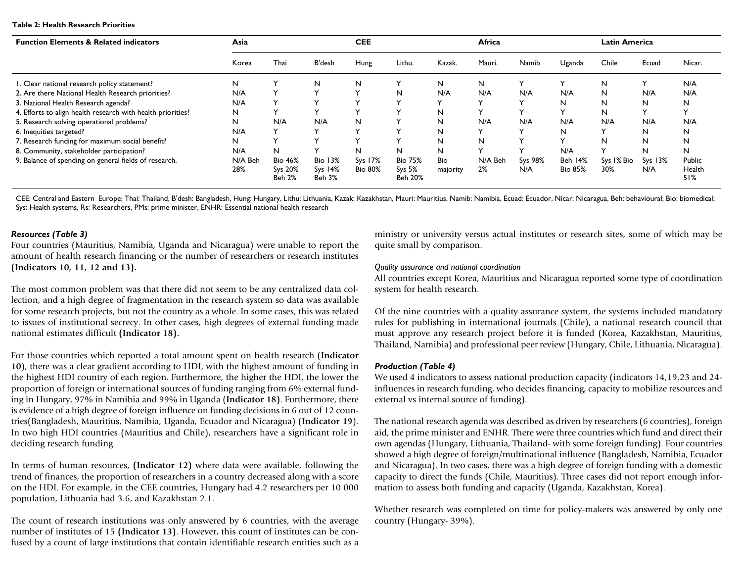**Table 2: Health Research Priorities**

| Function Elements & Related indicators | Asia | | | CEE | | | Africa | | | Latin America | | |
|---|---|---|---|---|---|---|---|---|---|---|---|---|
| | Korea | Thai | B'desh | Hung | Lithu. | Kazak. | Mauri. | Namib | Uganda | Chile | Ecuad | Nicar. |
| 1. Clear national research policy statement? | N | Y | N | N | Y | N | N | Y | Y | N | Y | N/A |
| 2. Are there National Health Research priorities? | N/A | Y | Y | Y | N | N/A | N/A | N/A | N/A | N | N/A | N/A |
| 3. National Health Research agenda? | N/A | Y | Y | Y | Y | Y | Y | Y | N | N | N | N |
| 4. Efforts to align health research with health priorities? | N | Y | Y | Y | Y | N | Y | Y | Y | N | Y | Y |
| 5. Research solving operational problems? | N | N/A | N/A | N | Y | N | N/A | N/A | N/A | N/A | N/A | N/A |
| 6. Inequities targeted? | N/A | Y | Y | Y | Y | N | Y | Y | N | Y | N | N |
| 7. Research funding for maximum social benefit? | N | Y | Y | Y | Y | N | N | Y | Y | N | N | N |
| 8. Community, stakeholder participation? | N/A | N | Y | N | N | N | Y | Y | N/A | Y | N | N |
| 9. Balance of spending on general fields of research. | N/A Beh 28% | Bio 46% Sys 20% Beh 2% | Bio 13% Sys 14% Beh 3% | Sys 17% Bio 80% | Bio 75% Sys 5% Beh 20% | Bio majority | N/A Beh 2% | Sys 98% N/A | Beh 14% Bio 85% | Sys 1% Bio 30% | Sys 13% N/A | Public Health 51% |

CEE: Central and Eastern Europe; Thai: Thailand, B'desh: Bangladesh, Hung: Hungary, Lithu: Lithuania, Kazak: Kazakhstan, Mauri: Mauritius, Namib: Namibia, Ecuad: Ecuador, Nicar: Nicaragua, Beh: behavioural; Bio: biomedical; Sys: Health systems, Rs: Researchers, PMs: prime minister, ENHR: Essential national health research

***Resources (Table 3)***

Four countries (Mauritius, Namibia, Uganda and Nicaragua) were unable to report the amount of health research financing or the number of researchers or research institutes **(Indicators 10, 11, 12 and 13).**

The most common problem was that there did not seem to be any centralized data collection, and a high degree of fragmentation in the research system so data was available for some research projects, but not the country as a whole. In some cases, this was related to issues of institutional secrecy. In other cases, high degrees of external funding made national estimates difficult **(Indicator 18).**

For those countries which reported a total amount spent on health research (**Indicator 10**), there was a clear gradient according to HDI, with the highest amount of funding in the highest HDI country of each region. Furthermore, the higher the HDI, the lower the proportion of foreign or international sources of funding ranging from 6% external funding in Hungary, 97% in Namibia and 99% in Uganda (**Indicator 18**). Furthermore, there is evidence of a high degree of foreign influence on funding decisions in 6 out of 12 countries(Bangladesh, Mauritius, Namibia, Uganda, Ecuador and Nicaragua) (**Indicator 19**). In two high HDI countries (Mauritius and Chile), researchers have a significant role in deciding research funding.

In terms of human resources, (**Indicator 12**) where data were available, following the trend of finances, the proportion of researchers in a country decreased along with a score on the HDI. For example, in the CEE countries, Hungary had 4.2 researchers per 10 000 population, Lithuania had 3.6, and Kazakhstan 2.1.

The count of research institutions was only answered by 6 countries, with the average number of institutes of 15 (**Indicator 13**). However, this count of institutes can be confused by a count of large institutions that contain identifiable research entities such as a ministry or university versus actual institutes or research sites, some of which may be quite small by comparison.

*Quality assurance and national coordination*

All countries except Korea, Mauritius and Nicaragua reported some type of coordination system for health research.

Of the nine countries with a quality assurance system, the systems included mandatory rules for publishing in international journals (Chile), a national research council that must approve any research project before it is funded (Korea, Kazakhstan, Mauritius, Thailand, Namibia) and professional peer review (Hungary, Chile, Lithuania, Nicaragua).

***Production (Table 4)***

We used 4 indicators to assess national production capacity (indicators 14,19,23 and 24- influences in research funding, who decides financing, capacity to mobilize resources and external vs internal source of funding).

The national research agenda was described as driven by researchers (6 countries), foreign aid, the prime minister and ENHR. There were three countries which fund and direct their own agendas (Hungary, Lithuania, Thailand- with some foreign funding). Four countries showed a high degree of foreign/multinational influence (Bangladesh, Namibia, Ecuador and Nicaragua). In two cases, there was a high degree of foreign funding with a domestic capacity to direct the funds (Chile, Mauritius). Three cases did not report enough information to assess both funding and capacity (Uganda, Kazakhstan, Korea).

Whether research was completed on time for policy-makers was answered by only one country (Hungary- 39%).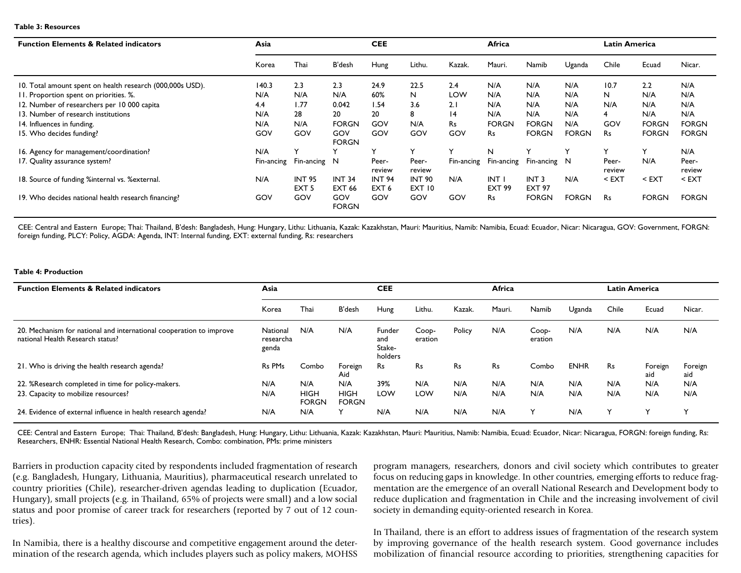**Table 3: Resources**

| Function Elements & Related indicators | Asia | | | CEE | | | Africa | | | Latin America | | |
|---|---|---|---|---|---|---|---|---|---|---|---|---|
| | Korea | Thai | B'desh | Hung | Lithu. | Kazak. | Mauri. | Namib | Uganda | Chile | Ecuad | Nicar. |
| 10. Total amount spent on health research (000,000s USD). | 140.3 | 2.3 | 2.3 | 24.9 | 22.5 | 2.4 | N/A | N/A | N/A | 10.7 | 2.2 | N/A |
| 11. Proportion spent on priorities. %. | N/A | N/A | N/A | 60% | N | LOW | N/A | N/A | N/A | N | N/A | N/A |
| 12. Number of researchers per 10 000 capita | 4.4 | 1.77 | 0.042 | 1.54 | 3.6 | 2.1 | N/A | N/A | N/A | N/A | N/A | N/A |
| 13. Number of research institutions | N/A | 28 | 20 | 20 | 8 | 14 | N/A | N/A | N/A | 4 | N/A | N/A |
| 14. Influences in funding. | N/A | N/A | FORGN | GOV | N/A | Rs | FORGN | FORGN | N/A | GOV | FORGN | FORGN |
| 15. Who decides funding? | GOV | GOV | GOV FORGN | GOV | GOV | GOV | Rs | FORGN | FORGN | Rs | FORGN | FORGN |
| 16. Agency for management/coordination? | N/A | Y | Y | Y | Y | Y | N | Y | Y | Y | Y | N/A |
| 17. Quality assurance system? | Fin-ancing | Fin-ancing | N | Peer-review | Peer-review | Fin-ancing | Fin-ancing | Fin-ancing | N | Peer-review | N/A | Peer-review |
| 18. Source of funding %internal vs. %external. | N/A | INT 95 EXT 5 | INT 34 EXT 66 | INT 94 EXT 6 | INT 90 EXT 10 | N/A | INT 1 EXT 99 | INT 3 EXT 97 | N/A | < EXT | < EXT | < EXT |
| 19. Who decides national health research financing? | GOV | GOV | GOV FORGN | GOV | GOV | GOV | Rs | FORGN | FORGN | Rs | FORGN | FORGN |

CEE: Central and Eastern Europe; Thai: Thailand, B'desh: Bangladesh, Hung: Hungary, Lithu: Lithuania, Kazak: Kazakhstan, Mauri: Mauritius, Namib: Namibia, Ecuad: Ecuador, Nicar: Nicaragua, GOV: Government, FORGN: foreign funding, PLCY: Policy, AGDA: Agenda, INT: Internal funding, EXT: external funding, Rs: researchers

**Table 4: Production**

| Function Elements & Related indicators | Asia | | | CEE | | | Africa | | | Latin America | | |
|---|---|---|---|---|---|---|---|---|---|---|---|---|
| | Korea | Thai | B'desh | Hung | Lithu. | Kazak. | Mauri. | Namib | Uganda | Chile | Ecuad | Nicar. |
| 20. Mechanism for national and international cooperation to improve national Health Research status? | National researcha genda | N/A | N/A | Funder and Stake-holders | Coop-eration | Policy | N/A | Coop-eration | N/A | N/A | N/A | N/A |
| 21. Who is driving the health research agenda? | Rs PMs | Combo | Foreign Aid | Rs | Rs | Rs | Rs | Combo | ENHR | Rs | Foreign aid | Foreign aid |
| 22. %Research completed in time for policy-makers. | N/A | N/A | N/A | 39% | N/A | N/A | N/A | N/A | N/A | N/A | N/A | N/A |
| 23. Capacity to mobilize resources? | N/A | HIGH FORGN | HIGH FORGN | LOW | LOW | N/A | N/A | N/A | N/A | N/A | N/A | N/A |
| 24. Evidence of external influence in health research agenda? | N/A | N/A | Y | N/A | N/A | N/A | N/A | Y | N/A | Y | Y | Y |

CEE: Central and Eastern Europe; Thai: Thailand, B'desh: Bangladesh, Hung: Hungary, Lithu: Lithuania, Kazak: Kazakhstan, Mauri: Mauritius, Namib: Namibia, Ecuad: Ecuador, Nicar: Nicaragua, FORGN: foreign funding, Rs: Researchers, ENHR: Essential National Health Research, Combo: combination, PMs: prime ministers

Barriers in production capacity cited by respondents included fragmentation of research (e.g. Bangladesh, Hungary, Lithuania, Mauritius), pharmaceutical research unrelated to country priorities (Chile), researcher-driven agendas leading to duplication (Ecuador, Hungary), small projects (e.g. in Thailand, 65% of projects were small) and a low social status and poor promise of career track for researchers (reported by 7 out of 12 countries).

In Namibia, there is a healthy discourse and competitive engagement around the determination of the research agenda, which includes players such as policy makers, MOHSS program managers, researchers, donors and civil society which contributes to greater focus on reducing gaps in knowledge. In other countries, emerging efforts to reduce fragmentation are the emergence of an overall National Research and Development body to reduce duplication and fragmentation in Chile and the increasing involvement of civil society in demanding equity-oriented research in Korea.

In Thailand, there is an effort to address issues of fragmentation of the research system by improving governance of the health research system. Good governance includes mobilization of financial resource according to priorities, strengthening capacities for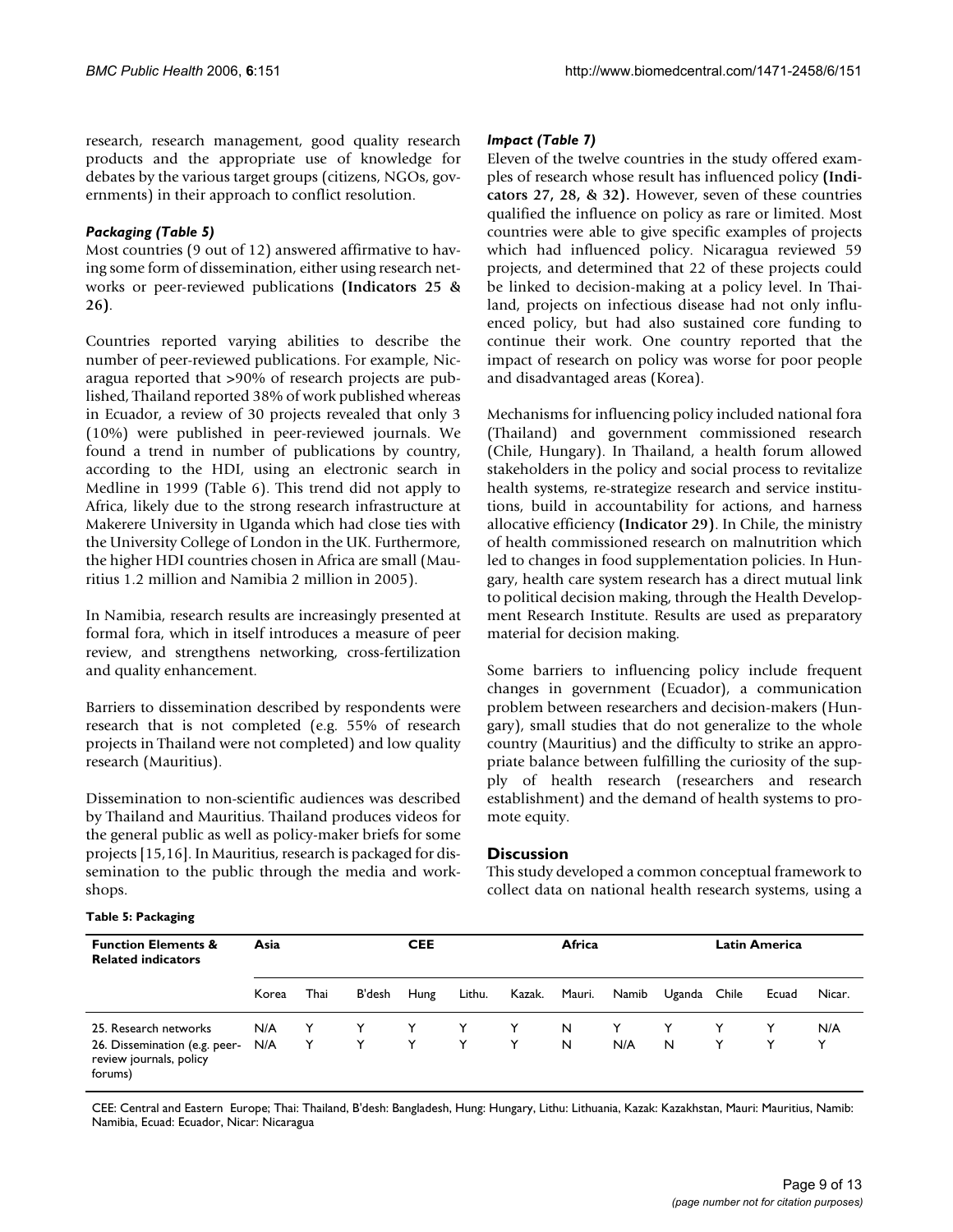research, research management, good quality research products and the appropriate use of knowledge for debates by the various target groups (citizens, NGOs, governments) in their approach to conflict resolution.

### *Packaging (Table 5)*

Most countries (9 out of 12) answered affirmative to having some form of dissemination, either using research networks or peer-reviewed publications **(Indicators 25 & 26)**.

Countries reported varying abilities to describe the number of peer-reviewed publications. For example, Nicaragua reported that >90% of research projects are published, Thailand reported 38% of work published whereas in Ecuador, a review of 30 projects revealed that only 3 (10%) were published in peer-reviewed journals. We found a trend in number of publications by country, according to the HDI, using an electronic search in Medline in 1999 (Table 6). This trend did not apply to Africa, likely due to the strong research infrastructure at Makerere University in Uganda which had close ties with the University College of London in the UK. Furthermore, the higher HDI countries chosen in Africa are small (Mauritius 1.2 million and Namibia 2 million in 2005).

In Namibia, research results are increasingly presented at formal fora, which in itself introduces a measure of peer review, and strengthens networking, cross-fertilization and quality enhancement.

Barriers to dissemination described by respondents were research that is not completed (e.g. 55% of research projects in Thailand were not completed) and low quality research (Mauritius).

Dissemination to non-scientific audiences was described by Thailand and Mauritius. Thailand produces videos for the general public as well as policy-maker briefs for some projects [15,16]. In Mauritius, research is packaged for dissemination to the public through the media and workshops.

### *Impact (Table 7)*

Eleven of the twelve countries in the study offered examples of research whose result has influenced policy **(Indicators 27, 28, & 32)**. However, seven of these countries qualified the influence on policy as rare or limited. Most countries were able to give specific examples of projects which had influenced policy. Nicaragua reviewed 59 projects, and determined that 22 of these projects could be linked to decision-making at a policy level. In Thailand, projects on infectious disease had not only influenced policy, but had also sustained core funding to continue their work. One country reported that the impact of research on policy was worse for poor people and disadvantaged areas (Korea).

Mechanisms for influencing policy included national fora (Thailand) and government commissioned research (Chile, Hungary). In Thailand, a health forum allowed stakeholders in the policy and social process to revitalize health systems, re-strategize research and service institutions, build in accountability for actions, and harness allocative efficiency **(Indicator 29)**. In Chile, the ministry of health commissioned research on malnutrition which led to changes in food supplementation policies. In Hungary, health care system research has a direct mutual link to political decision making, through the Health Development Research Institute. Results are used as preparatory material for decision making.

Some barriers to influencing policy include frequent changes in government (Ecuador), a communication problem between researchers and decision-makers (Hungary), small studies that do not generalize to the whole country (Mauritius) and the difficulty to strike an appropriate balance between fulfilling the curiosity of the supply of health research (researchers and research establishment) and the demand of health systems to promote equity.

## Discussion

This study developed a common conceptual framework to collect data on national health research systems, using a

**Table 5: Packaging**

| Function Elements & Related indicators | Asia | | CEE | | | | Africa | | | Latin America | | |
|---|---|---|---|---|---|---|---|---|---|---|---|---|
| | Korea | Thai | B'desh | Hung | Lithu. | Kazak. | Mauri. | Namib | Uganda | Chile | Ecuad | Nicar. |
| 25. Research networks | N/A | Y | Y | Y | Y | Y | N | Y | Y | Y | Y | N/A |
| 26. Dissemination (e.g. peer-review journals, policy forums) | N/A | Y | Y | Y | Y | Y | N | N/A | N | Y | Y | Y |

CEE: Central and Eastern Europe; Thai: Thailand, B'desh: Bangladesh, Hung: Hungary, Lithu: Lithuania, Kazak: Kazakhstan, Mauri: Mauritius, Namib: Namibia, Ecuad: Ecuador, Nicar: Nicaragua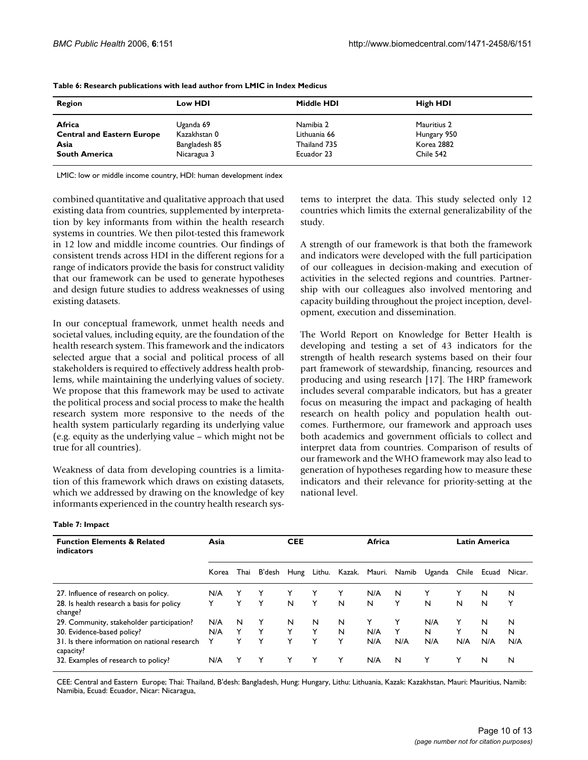**Table 6: Research publications with lead author from LMIC in Index Medicus**

| Region | Low HDI | Middle HDI | High HDI |
| --- | --- | --- | --- |
| **Africa** | Uganda 69 | Namibia 2 | Mauritius 2 |
| **Central and Eastern Europe** | Kazakhstan 0 | Lithuania 66 | Hungary 950 |
| **Asia** | Bangladesh 85 | Thailand 735 | Korea 2882 |
| **South America** | Nicaragua 3 | Ecuador 23 | Chile 542 |

LMIC: low or middle income country, HDI: human development index

combined quantitative and qualitative approach that used existing data from countries, supplemented by interpretation by key informants from within the health research systems in countries. We then pilot-tested this framework in 12 low and middle income countries. Our findings of consistent trends across HDI in the different regions for a range of indicators provide the basis for construct validity that our framework can be used to generate hypotheses and design future studies to address weaknesses of using existing datasets.

In our conceptual framework, unmet health needs and societal values, including equity, are the foundation of the health research system. This framework and the indicators selected argue that a social and political process of all stakeholders is required to effectively address health problems, while maintaining the underlying values of society. We propose that this framework may be used to activate the political process and social process to make the health research system more responsive to the needs of the health system particularly regarding its underlying value (e.g. equity as the underlying value – which might not be true for all countries).

Weakness of data from developing countries is a limitation of this framework which draws on existing datasets, which we addressed by drawing on the knowledge of key informants experienced in the country health research systems to interpret the data. This study selected only 12 countries which limits the external generalizability of the study.

A strength of our framework is that both the framework and indicators were developed with the full participation of our colleagues in decision-making and execution of activities in the selected regions and countries. Partnership with our colleagues also involved mentoring and capacity building throughout the project inception, development, execution and dissemination.

The World Report on Knowledge for Better Health is developing and testing a set of 43 indicators for the strength of health research systems based on their four part framework of stewardship, financing, resources and producing and using research [17]. The HRP framework includes several comparable indicators, but has a greater focus on measuring the impact and packaging of health research on health policy and population health outcomes. Furthermore, our framework and approach uses both academics and government officials to collect and interpret data from countries. Comparison of results of our framework and the WHO framework may also lead to generation of hypotheses regarding how to measure these indicators and their relevance for priority-setting at the national level.

**Table 7: Impact**

| Function Elements & Related indicators | Asia | | | CEE | | | Africa | | | Latin America | | |
| --- | --- | --- | --- | --- | --- | --- | --- | --- | --- | --- | --- | --- |
| | Korea | Thai | B'desh | Hung | Lithu. | Kazak. | Mauri. | Namib | Uganda | Chile | Ecuad | Nicar. |
| 27. Influence of research on policy. | N/A | Y | Y | Y | Y | Y | N/A | N | Y | Y | N | N |
| 28. Is health research a basis for policy change? | Y | Y | Y | N | Y | N | N | Y | N | N | N | Y |
| 29. Community, stakeholder participation? | N/A | N | Y | N | N | N | Y | Y | N/A | Y | N | N |
| 30. Evidence-based policy? | N/A | Y | Y | Y | Y | N | N/A | Y | N | Y | N | N |
| 31. Is there information on national research capacity? | Y | Y | Y | Y | Y | Y | N/A | N/A | N/A | N/A | N/A | N/A |
| 32. Examples of research to policy? | N/A | Y | Y | Y | Y | Y | N/A | N | Y | Y | N | N |

CEE: Central and Eastern Europe; Thai: Thailand, B'desh: Bangladesh, Hung: Hungary, Lithu: Lithuania, Kazak: Kazakhstan, Mauri: Mauritius, Namib: Namibia, Ecuad: Ecuador, Nicar: Nicaragua,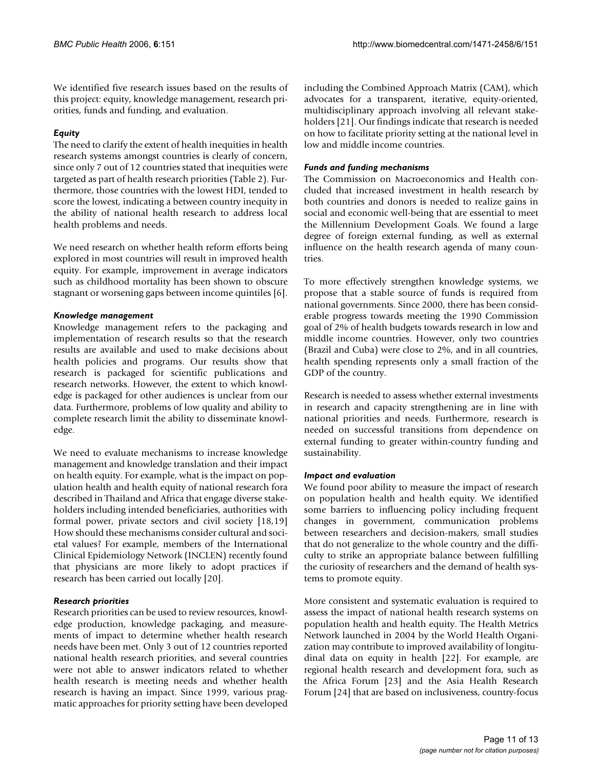We identified five research issues based on the results of this project: equity, knowledge management, research priorities, funds and funding, and evaluation.

### *Equity*

The need to clarify the extent of health inequities in health research systems amongst countries is clearly of concern, since only 7 out of 12 countries stated that inequities were targeted as part of health research priorities (Table 2). Furthermore, those countries with the lowest HDI, tended to score the lowest, indicating a between country inequity in the ability of national health research to address local health problems and needs.

We need research on whether health reform efforts being explored in most countries will result in improved health equity. For example, improvement in average indicators such as childhood mortality has been shown to obscure stagnant or worsening gaps between income quintiles [6].

### *Knowledge management*

Knowledge management refers to the packaging and implementation of research results so that the research results are available and used to make decisions about health policies and programs. Our results show that research is packaged for scientific publications and research networks. However, the extent to which knowledge is packaged for other audiences is unclear from our data. Furthermore, problems of low quality and ability to complete research limit the ability to disseminate knowledge.

We need to evaluate mechanisms to increase knowledge management and knowledge translation and their impact on health equity. For example, what is the impact on population health and health equity of national research fora described in Thailand and Africa that engage diverse stakeholders including intended beneficiaries, authorities with formal power, private sectors and civil society [18,19] How should these mechanisms consider cultural and societal values? For example, members of the International Clinical Epidemiology Network (INCLEN) recently found that physicians are more likely to adopt practices if research has been carried out locally [20].

### *Research priorities*

Research priorities can be used to review resources, knowledge production, knowledge packaging, and measurements of impact to determine whether health research needs have been met. Only 3 out of 12 countries reported national health research priorities, and several countries were not able to answer indicators related to whether health research is meeting needs and whether health research is having an impact. Since 1999, various pragmatic approaches for priority setting have been developed including the Combined Approach Matrix (CAM), which advocates for a transparent, iterative, equity-oriented, multidisciplinary approach involving all relevant stakeholders [21]. Our findings indicate that research is needed on how to facilitate priority setting at the national level in low and middle income countries.

### *Funds and funding mechanisms*

The Commission on Macroeconomics and Health concluded that increased investment in health research by both countries and donors is needed to realize gains in social and economic well-being that are essential to meet the Millennium Development Goals. We found a large degree of foreign external funding, as well as external influence on the health research agenda of many countries.

To more effectively strengthen knowledge systems, we propose that a stable source of funds is required from national governments. Since 2000, there has been considerable progress towards meeting the 1990 Commission goal of 2% of health budgets towards research in low and middle income countries. However, only two countries (Brazil and Cuba) were close to 2%, and in all countries, health spending represents only a small fraction of the GDP of the country.

Research is needed to assess whether external investments in research and capacity strengthening are in line with national priorities and needs. Furthermore, research is needed on successful transitions from dependence on external funding to greater within-country funding and sustainability.

### *Impact and evaluation*

We found poor ability to measure the impact of research on population health and health equity. We identified some barriers to influencing policy including frequent changes in government, communication problems between researchers and decision-makers, small studies that do not generalize to the whole country and the difficulty to strike an appropriate balance between fulfilling the curiosity of researchers and the demand of health systems to promote equity.

More consistent and systematic evaluation is required to assess the impact of national health research systems on population health and health equity. The Health Metrics Network launched in 2004 by the World Health Organization may contribute to improved availability of longitudinal data on equity in health [22]. For example, are regional health research and development fora, such as the Africa Forum [23] and the Asia Health Research Forum [24] that are based on inclusiveness, country-focus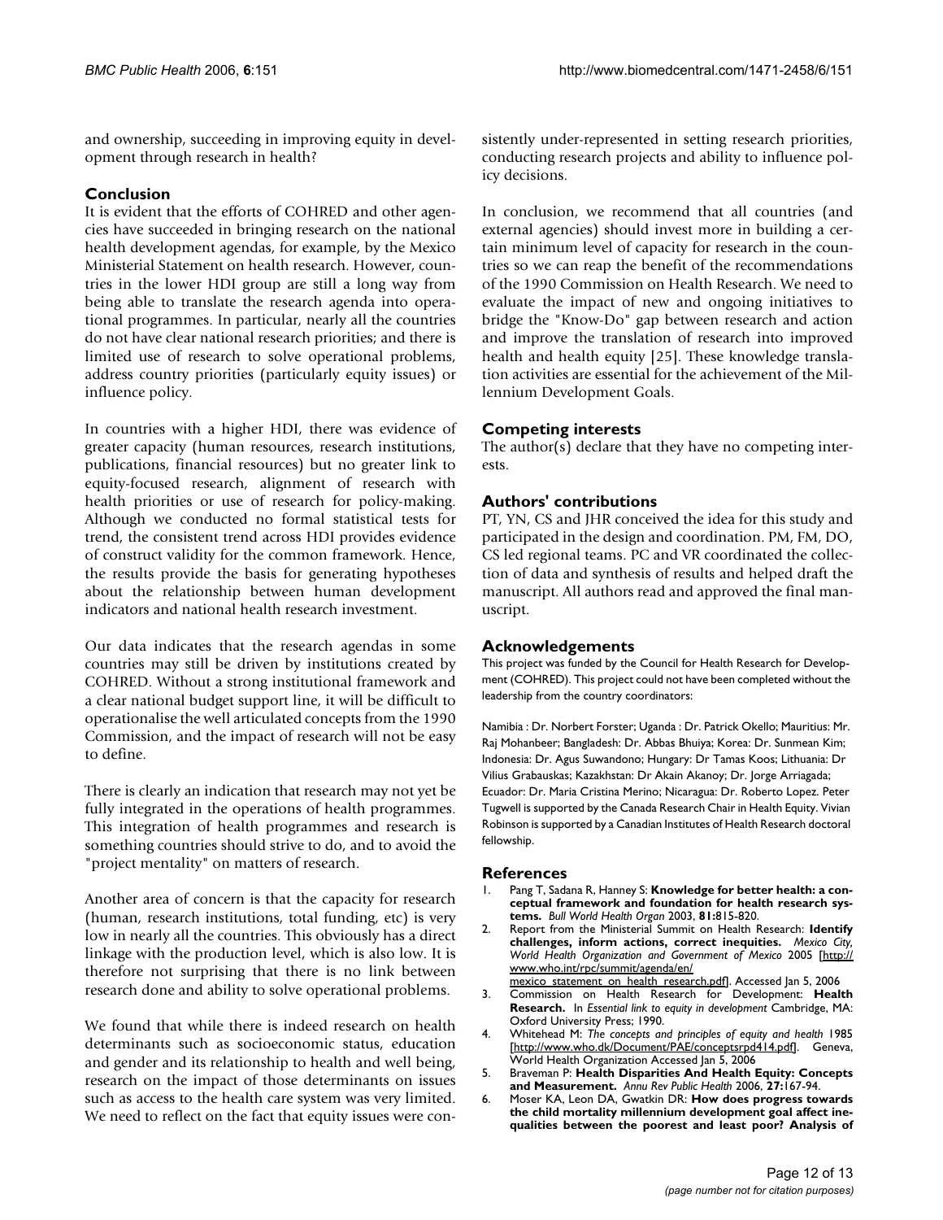and ownership, succeeding in improving equity in development through research in health?

## Conclusion

It is evident that the efforts of COHRED and other agencies have succeeded in bringing research on the national health development agendas, for example, by the Mexico Ministerial Statement on health research. However, countries in the lower HDI group are still a long way from being able to translate the research agenda into operational programmes. In particular, nearly all the countries do not have clear national research priorities; and there is limited use of research to solve operational problems, address country priorities (particularly equity issues) or influence policy.

In countries with a higher HDI, there was evidence of greater capacity (human resources, research institutions, publications, financial resources) but no greater link to equity-focused research, alignment of research with health priorities or use of research for policy-making. Although we conducted no formal statistical tests for trend, the consistent trend across HDI provides evidence of construct validity for the common framework. Hence, the results provide the basis for generating hypotheses about the relationship between human development indicators and national health research investment.

Our data indicates that the research agendas in some countries may still be driven by institutions created by COHRED. Without a strong institutional framework and a clear national budget support line, it will be difficult to operationalise the well articulated concepts from the 1990 Commission, and the impact of research will not be easy to define.

There is clearly an indication that research may not yet be fully integrated in the operations of health programmes. This integration of health programmes and research is something countries should strive to do, and to avoid the "project mentality" on matters of research.

Another area of concern is that the capacity for research (human, research institutions, total funding, etc) is very low in nearly all the countries. This obviously has a direct linkage with the production level, which is also low. It is therefore not surprising that there is no link between research done and ability to solve operational problems.

We found that while there is indeed research on health determinants such as socioeconomic status, education and gender and its relationship to health and well being, research on the impact of those determinants on issues such as access to the health care system was very limited. We need to reflect on the fact that equity issues were consistently under-represented in setting research priorities, conducting research projects and ability to influence policy decisions.

In conclusion, we recommend that all countries (and external agencies) should invest more in building a certain minimum level of capacity for research in the countries so we can reap the benefit of the recommendations of the 1990 Commission on Health Research. We need to evaluate the impact of new and ongoing initiatives to bridge the "Know-Do" gap between research and action and improve the translation of research into improved health and health equity [25]. These knowledge translation activities are essential for the achievement of the Millennium Development Goals.

## Competing interests

The author(s) declare that they have no competing interests.

## Authors' contributions

PT, YN, CS and JHR conceived the idea for this study and participated in the design and coordination. PM, FM, DO, CS led regional teams. PC and VR coordinated the collection of data and synthesis of results and helped draft the manuscript. All authors read and approved the final manuscript.

## Acknowledgements

This project was funded by the Council for Health Research for Development (COHRED). This project could not have been completed without the leadership from the country coordinators:

Namibia : Dr. Norbert Forster; Uganda : Dr. Patrick Okello; Mauritius: Mr. Raj Mohanbeer; Bangladesh: Dr. Abbas Bhuiya; Korea: Dr. Sunmean Kim; Indonesia: Dr. Agus Suwandono; Hungary: Dr Tamas Koos; Lithuania: Dr Vilius Grabauskas; Kazakhstan: Dr Akain Akanoy; Dr. Jorge Arriagada; Ecuador: Dr. Maria Cristina Merino; Nicaragua: Dr. Roberto Lopez. Peter Tugwell is supported by the Canada Research Chair in Health Equity. Vivian Robinson is supported by a Canadian Institutes of Health Research doctoral fellowship.

## References

1. Pang T, Sadana R, Hanney S: **Knowledge for better health: a conceptual framework and foundation for health research systems.** *Bull World Health Organ* 2003, **81:**815-820.
2. Report from the Ministerial Summit on Health Research: **Identify challenges, inform actions, correct inequities.** *Mexico City, World Health Organization and Government of Mexico* 2005 [http://www.who.int/rpc/summit/agenda/en/mexico_statement_on_health_research.pdf]. Accessed Jan 5, 2006
3. Commission on Health Research for Development: **Health Research.** In *Essential link to equity in development* Cambridge, MA: Oxford University Press; 1990.
4. Whitehead M: *The concepts and principles of equity and health* 1985 [http://www.who.dk/Document/PAE/conceptsrpd414.pdf]. Geneva, World Health Organization Accessed Jan 5, 2006
5. Braveman P: **Health Disparities And Health Equity: Concepts and Measurement.** *Annu Rev Public Health* 2006, **27:**167-94.
6. Moser KA, Leon DA, Gwatkin DR: **How does progress towards the child mortality millennium development goal affect inequalities between the poorest and least poor? Analysis of**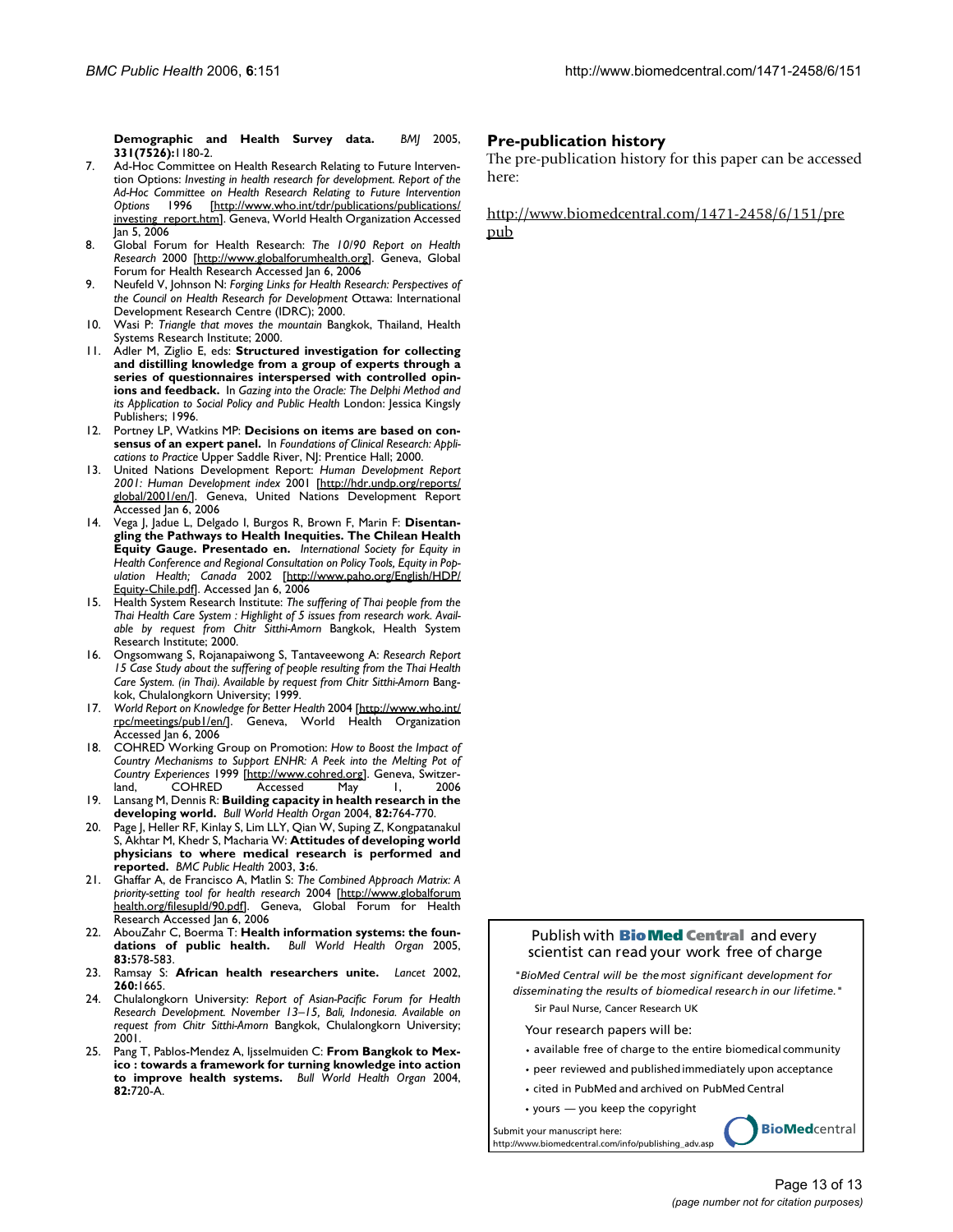**Demographic and Health Survey data.** *BMJ* 2005, **331(7526):**1180-2.

7. Ad-Hoc Committee on Health Research Relating to Future Intervention Options: *Investing in health research for development. Report of the Ad-Hoc Committee on Health Research Relating to Future Intervention Options* 1996 [http://www.who.int/tdr/publications/publications/investing_report.htm]. Geneva, World Health Organization Accessed Jan 5, 2006
8. Global Forum for Health Research: *The 10/90 Report on Health Research* 2000 [http://www.globalforumhealth.org]. Geneva, Global Forum for Health Research Accessed Jan 6, 2006
9. Neufeld V, Johnson N: *Forging Links for Health Research: Perspectives of the Council on Health Research for Development* Ottawa: International Development Research Centre (IDRC); 2000.
10. Wasi P: *Triangle that moves the mountain* Bangkok, Thailand, Health Systems Research Institute; 2000.
11. Adler M, Ziglio E, eds: **Structured investigation for collecting and distilling knowledge from a group of experts through a series of questionnaires interspersed with controlled opinions and feedback.** In *Gazing into the Oracle: The Delphi Method and its Application to Social Policy and Public Health* London: Jessica Kingsly Publishers; 1996.
12. Portney LP, Watkins MP: **Decisions on items are based on consensus of an expert panel.** In *Foundations of Clinical Research: Applications to Practice* Upper Saddle River, NJ: Prentice Hall; 2000.
13. United Nations Development Report: *Human Development Report 2001: Human Development index* 2001 [http://hdr.undp.org/reports/global/2001/en/]. Geneva, United Nations Development Report Accessed Jan 6, 2006
14. Vega J, Jadue L, Delgado I, Burgos R, Brown F, Marin F: **Disentangling the Pathways to Health Inequities. The Chilean Health Equity Gauge. Presentado en.** *International Society for Equity in Health Conference and Regional Consultation on Policy Tools, Equity in Population Health; Canada* 2002 [http://www.paho.org/English/HDP/Equity-Chile.pdf]. Accessed Jan 6, 2006
15. Health System Research Institute: *The suffering of Thai people from the Thai Health Care System : Highlight of 5 issues from research work. Available by request from Chitr Sitthi-Amorn* Bangkok, Health System Research Institute; 2000.
16. Ongsomwang S, Rojanapaiwong S, Tantaveewong A: *Research Report 15 Case Study about the suffering of people resulting from the Thai Health Care System. (in Thai). Available by request from Chitr Sitthi-Amorn* Bangkok, Chulalongkorn University; 1999.
17. *World Report on Knowledge for Better Health* 2004 [http://www.who.int/rpc/meetings/pub1/en/]. Geneva, World Health Organization Accessed Jan 6, 2006
18. COHRED Working Group on Promotion: *How to Boost the Impact of Country Mechanisms to Support ENHR: A Peek into the Melting Pot of Country Experiences* 1999 [http://www.cohred.org]. Geneva, Switzerland, COHRED Accessed May 1, 2006
19. Lansang M, Dennis R: **Building capacity in health research in the developing world.** *Bull World Health Organ* 2004, **82:**764-770.
20. Page J, Heller RF, Kinlay S, Lim LLY, Qian W, Suping Z, Kongpatanakul S, Akhtar M, Khedr S, Macharia W: **Attitudes of developing world physicians to where medical research is performed and reported.** *BMC Public Health* 2003, **3:**6.
21. Ghaffar A, de Francisco A, Matlin S: *The Combined Approach Matrix: A priority-setting tool for health research* 2004 [http://www.globalforumhealth.org/filesupld/90.pdf]. Geneva, Global Forum for Health Research Accessed Jan 6, 2006
22. AbouZahr C, Boerma T: **Health information systems: the foundations of public health.** *Bull World Health Organ* 2005, **83:**578-583.
23. Ramsay S: **African health researchers unite.** *Lancet* 2002, **260:**1665.
24. Chulalongkorn University: *Report of Asian-Pacific Forum for Health Research Development. November 13–15, Bali, Indonesia. Available on request from Chitr Sitthi-Amorn* Bangkok, Chulalongkorn University; 2001.
25. Pang T, Pablos-Mendez A, Ijsselmuiden C: **From Bangkok to Mexico : towards a framework for turning knowledge into action to improve health systems.** *Bull World Health Organ* 2004, **82:**720-A.

## Pre-publication history

The pre-publication history for this paper can be accessed here:

http://www.biomedcentral.com/1471-2458/6/151/prepub

Publish with **BioMed Central** and every scientist can read your work free of charge

*"BioMed Central will be the most significant development for disseminating the results of biomedical research in our lifetime."*
Sir Paul Nurse, Cancer Research UK

Your research papers will be:

- available free of charge to the entire biomedical community
- peer reviewed and published immediately upon acceptance
- cited in PubMed and archived on PubMed Central
- yours — you keep the copyright

Submit your manuscript here:
http://www.biomedcentral.com/info/publishing_adv.asp

**BioMed**central